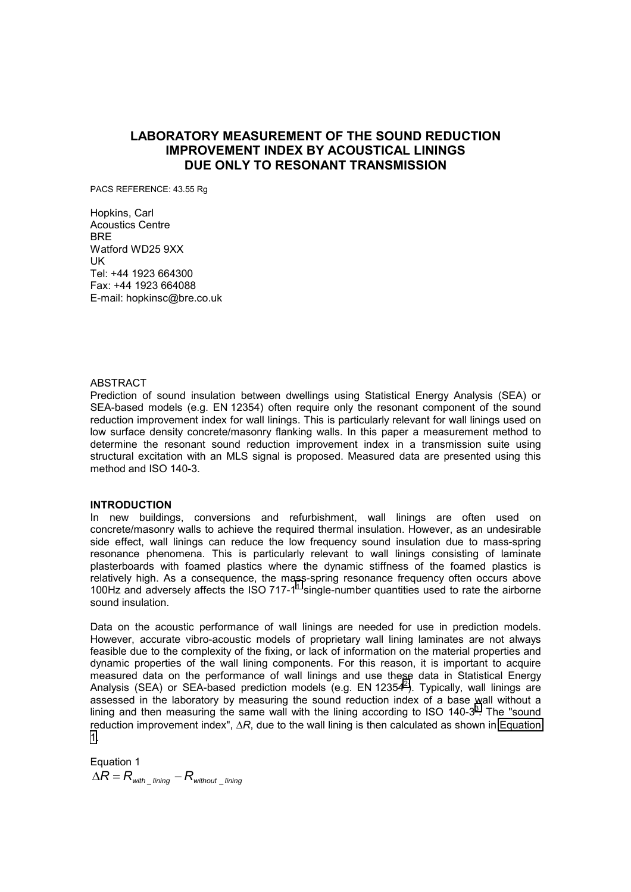# LABORATORY MEASUREMENT OF THE SOUND REDUCTION IMPROVEMENT INDEX BY ACOUSTICAL LININGS DUE ONLY TO RESONANT TRANSMISSION

PACS REFERENCE: 43.55 Rg

Hopkins, Carl
Acoustics Centre
BRE
Watford WD25 9XX
UK
Tel: +44 1923 664300
Fax: +44 1923 664088
E-mail: hopkinsc@bre.co.uk

ABSTRACT

Prediction of sound insulation between dwellings using Statistical Energy Analysis (SEA) or SEA-based models (e.g. EN 12354) often require only the resonant component of the sound reduction improvement index for wall linings. This is particularly relevant for wall linings used on low surface density concrete/masonry flanking walls. In this paper a measurement method to determine the resonant sound reduction improvement index in a transmission suite using structural excitation with an MLS signal is proposed. Measured data are presented using this method and ISO 140-3.

## INTRODUCTION

In new buildings, conversions and refurbishment, wall linings are often used on concrete/masonry walls to achieve the required thermal insulation. However, as an undesirable side effect, wall linings can reduce the low frequency sound insulation due to mass-spring resonance phenomena. This is particularly relevant to wall linings consisting of laminate plasterboards with foamed plastics where the dynamic stiffness of the foamed plastics is relatively high. As a consequence, the mass-spring resonance frequency often occurs above 100Hz and adversely affects the ISO 717-1[1] single-number quantities used to rate the airborne sound insulation.

Data on the acoustic performance of wall linings are needed for use in prediction models. However, accurate vibro-acoustic models of proprietary wall lining laminates are not always feasible due to the complexity of the fixing, or lack of information on the material properties and dynamic properties of the wall lining components. For this reason, it is important to acquire measured data on the performance of wall linings and use these data in Statistical Energy Analysis (SEA) or SEA-based prediction models (e.g. EN 12354[2]). Typically, wall linings are assessed in the laboratory by measuring the sound reduction index of a base wall without a lining and then measuring the same wall with the lining according to ISO 140-3[3]. The "sound reduction improvement index", $\Delta R$, due to the wall lining is then calculated as shown in Equation 1.

Equation 1

$$\Delta R = R_{with\_lining} - R_{without\_lining}$$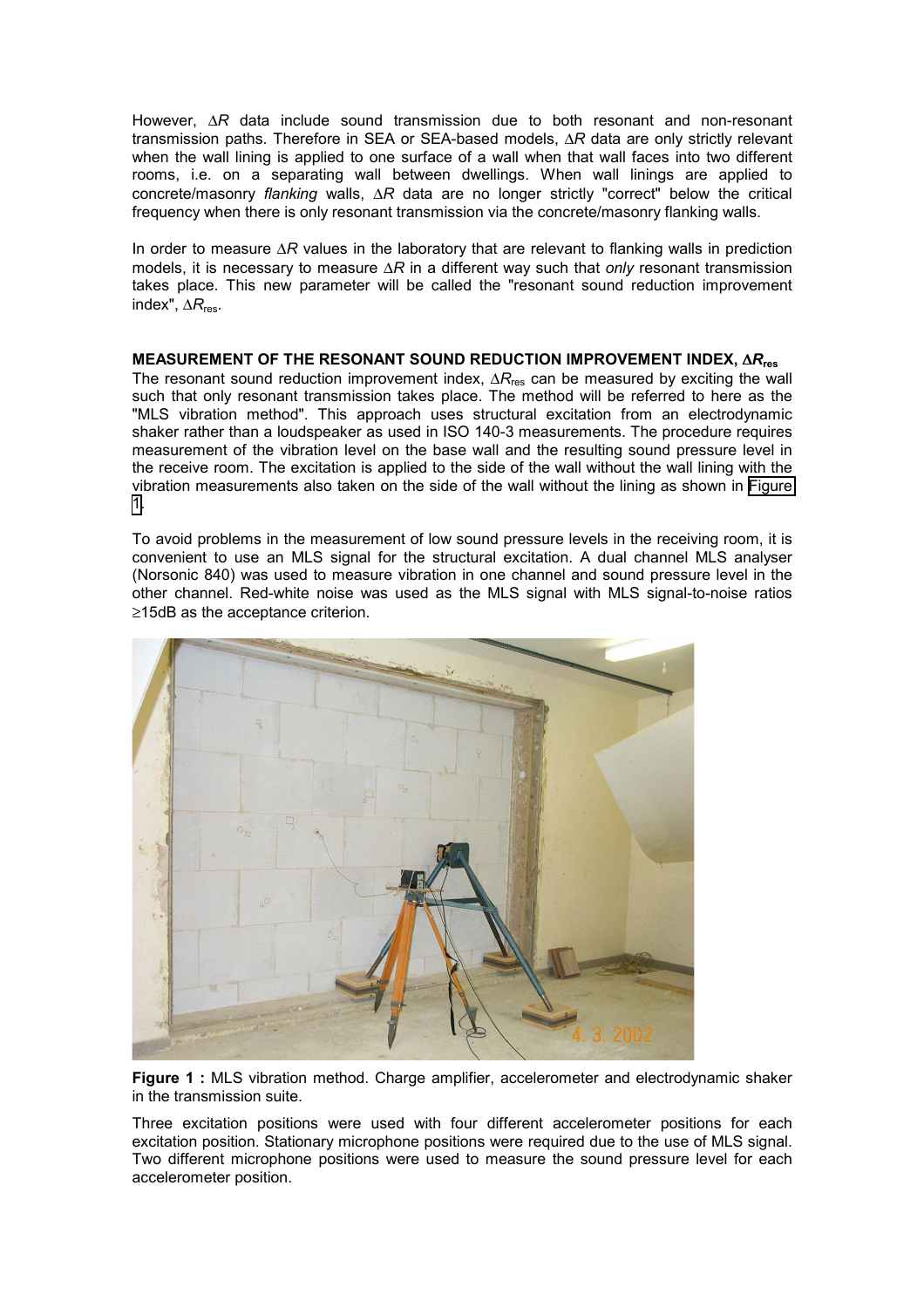However, $\Delta R$ data include sound transmission due to both resonant and non-resonant transmission paths. Therefore in SEA or SEA-based models, $\Delta R$ data are only strictly relevant when the wall lining is applied to one surface of a wall when that wall faces into two different rooms, i.e. on a separating wall between dwellings. When wall linings are applied to concrete/masonry *flanking* walls, $\Delta R$ data are no longer strictly "correct" below the critical frequency when there is only resonant transmission via the concrete/masonry flanking walls.

In order to measure $\Delta R$ values in the laboratory that are relevant to flanking walls in prediction models, it is necessary to measure $\Delta R$ in a different way such that *only* resonant transmission takes place. This new parameter will be called the "resonant sound reduction improvement index", $\Delta R_{res}$.

## MEASUREMENT OF THE RESONANT SOUND REDUCTION IMPROVEMENT INDEX, $\Delta R_{res}$

The resonant sound reduction improvement index, $\Delta R_{res}$ can be measured by exciting the wall such that only resonant transmission takes place. The method will be referred to here as the "MLS vibration method". This approach uses structural excitation from an electrodynamic shaker rather than a loudspeaker as used in ISO 140-3 measurements. The procedure requires measurement of the vibration level on the base wall and the resulting sound pressure level in the receive room. The excitation is applied to the side of the wall without the wall lining with the vibration measurements also taken on the side of the wall without the lining as shown in Figure 1.

To avoid problems in the measurement of low sound pressure levels in the receiving room, it is convenient to use an MLS signal for the structural excitation. A dual channel MLS analyser (Norsonic 840) was used to measure vibration in one channel and sound pressure level in the other channel. Red-white noise was used as the MLS signal with MLS signal-to-noise ratios ≥15dB as the acceptance criterion.

**Figure 1 :** MLS vibration method. Charge amplifier, accelerometer and electrodynamic shaker in the transmission suite.

Three excitation positions were used with four different accelerometer positions for each excitation position. Stationary microphone positions were required due to the use of MLS signal. Two different microphone positions were used to measure the sound pressure level for each accelerometer position.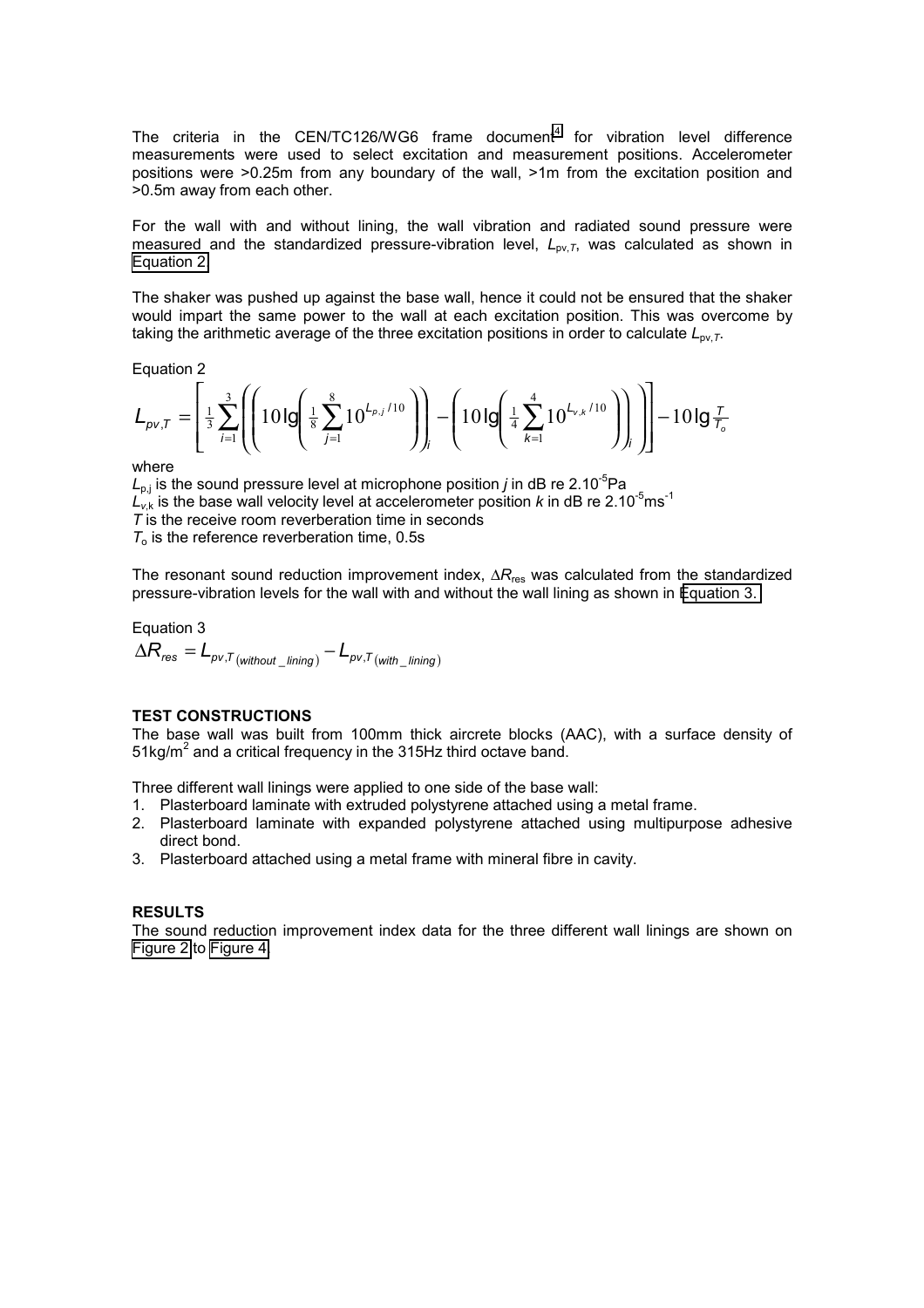The criteria in the CEN/TC126/WG6 frame document[4] for vibration level difference measurements were used to select excitation and measurement positions. Accelerometer positions were >0.25m from any boundary of the wall, >1m from the excitation position and >0.5m away from each other.

For the wall with and without lining, the wall vibration and radiated sound pressure were measured and the standardized pressure-vibration level, $L_{pv,T}$, was calculated as shown in Equation 2.

The shaker was pushed up against the base wall, hence it could not be ensured that the shaker would impart the same power to the wall at each excitation position. This was overcome by taking the arithmetic average of the three excitation positions in order to calculate $L_{pv,T}$.

Equation 2

$$L_{pv,T} = \left[ \frac{1}{3} \sum_{i=1}^{3} \left( \left( 10 \lg \left( \frac{1}{8} \sum_{j=1}^{8} 10^{L_{p,j}/10} \right) \right)_i - \left( 10 \lg \left( \frac{1}{4} \sum_{k=1}^{4} 10^{L_{v,k}/10} \right) \right)_i \right) \right] - 10 \lg \frac{T}{T_o}$$

where

$L_{p,j}$ is the sound pressure level at microphone position $j$ in dB re $2.10^{-5}$Pa

$L_{v,k}$ is the base wall velocity level at accelerometer position $k$ in dB re $2.10^{-5}\text{ms}^{-1}$

$T$ is the receive room reverberation time in seconds

$T_o$ is the reference reverberation time, 0.5s

The resonant sound reduction improvement index, $\Delta R_{res}$ was calculated from the standardized pressure-vibration levels for the wall with and without the wall lining as shown in Equation 3.

Equation 3

$$\Delta R_{res} = L_{pv,T\,(without\_lining)} - L_{pv,T\,(with\_lining)}$$

## TEST CONSTRUCTIONS

The base wall was built from 100mm thick aircrete blocks (AAC), with a surface density of $51\text{kg/m}^2$ and a critical frequency in the 315Hz third octave band.

Three different wall linings were applied to one side of the base wall:

1. Plasterboard laminate with extruded polystyrene attached using a metal frame.
2. Plasterboard laminate with expanded polystyrene attached using multipurpose adhesive direct bond.
3. Plasterboard attached using a metal frame with mineral fibre in cavity.

## RESULTS

The sound reduction improvement index data for the three different wall linings are shown on Figure 2 to Figure 4.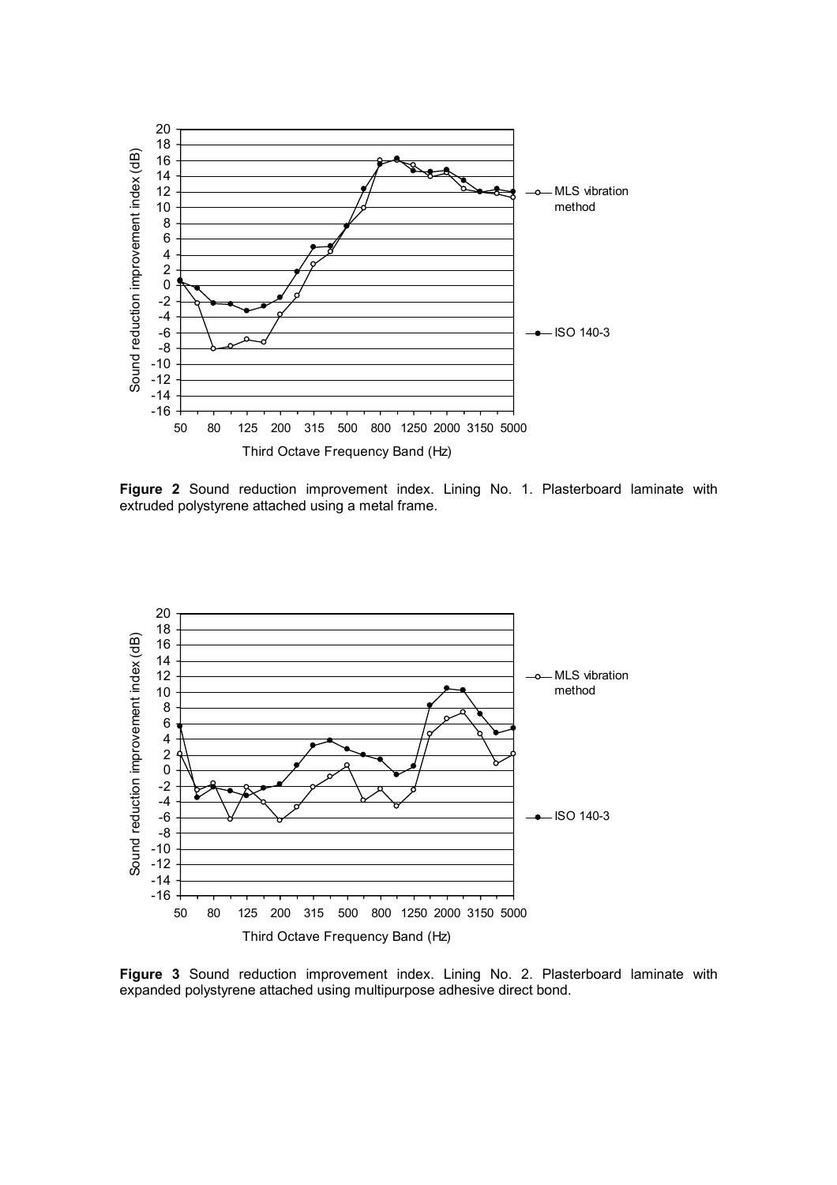**Figure 2** Sound reduction improvement index. Lining No. 1. Plasterboard laminate with extruded polystyrene attached using a metal frame.

**Figure 3** Sound reduction improvement index. Lining No. 2. Plasterboard laminate with expanded polystyrene attached using multipurpose adhesive direct bond.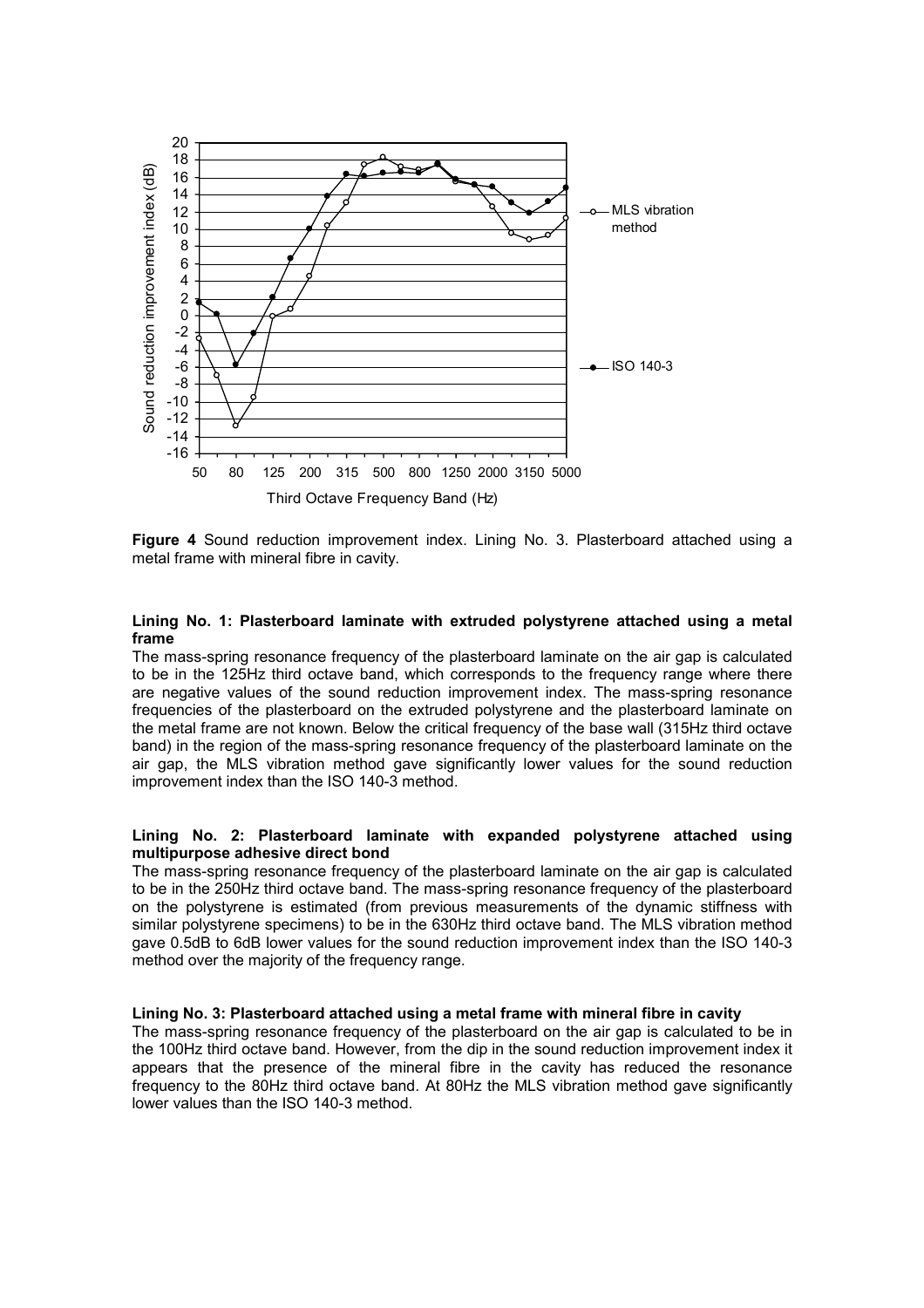**Figure 4** Sound reduction improvement index. Lining No. 3. Plasterboard attached using a metal frame with mineral fibre in cavity.

#### Lining No. 1: Plasterboard laminate with extruded polystyrene attached using a metal frame

The mass-spring resonance frequency of the plasterboard laminate on the air gap is calculated to be in the 125Hz third octave band, which corresponds to the frequency range where there are negative values of the sound reduction improvement index. The mass-spring resonance frequencies of the plasterboard on the extruded polystyrene and the plasterboard laminate on the metal frame are not known. Below the critical frequency of the base wall (315Hz third octave band) in the region of the mass-spring resonance frequency of the plasterboard laminate on the air gap, the MLS vibration method gave significantly lower values for the sound reduction improvement index than the ISO 140-3 method.

#### Lining No. 2: Plasterboard laminate with expanded polystyrene attached using multipurpose adhesive direct bond

The mass-spring resonance frequency of the plasterboard laminate on the air gap is calculated to be in the 250Hz third octave band. The mass-spring resonance frequency of the plasterboard on the polystyrene is estimated (from previous measurements of the dynamic stiffness with similar polystyrene specimens) to be in the 630Hz third octave band. The MLS vibration method gave 0.5dB to 6dB lower values for the sound reduction improvement index than the ISO 140-3 method over the majority of the frequency range.

#### Lining No. 3: Plasterboard attached using a metal frame with mineral fibre in cavity

The mass-spring resonance frequency of the plasterboard on the air gap is calculated to be in the 100Hz third octave band. However, from the dip in the sound reduction improvement index it appears that the presence of the mineral fibre in the cavity has reduced the resonance frequency to the 80Hz third octave band. At 80Hz the MLS vibration method gave significantly lower values than the ISO 140-3 method.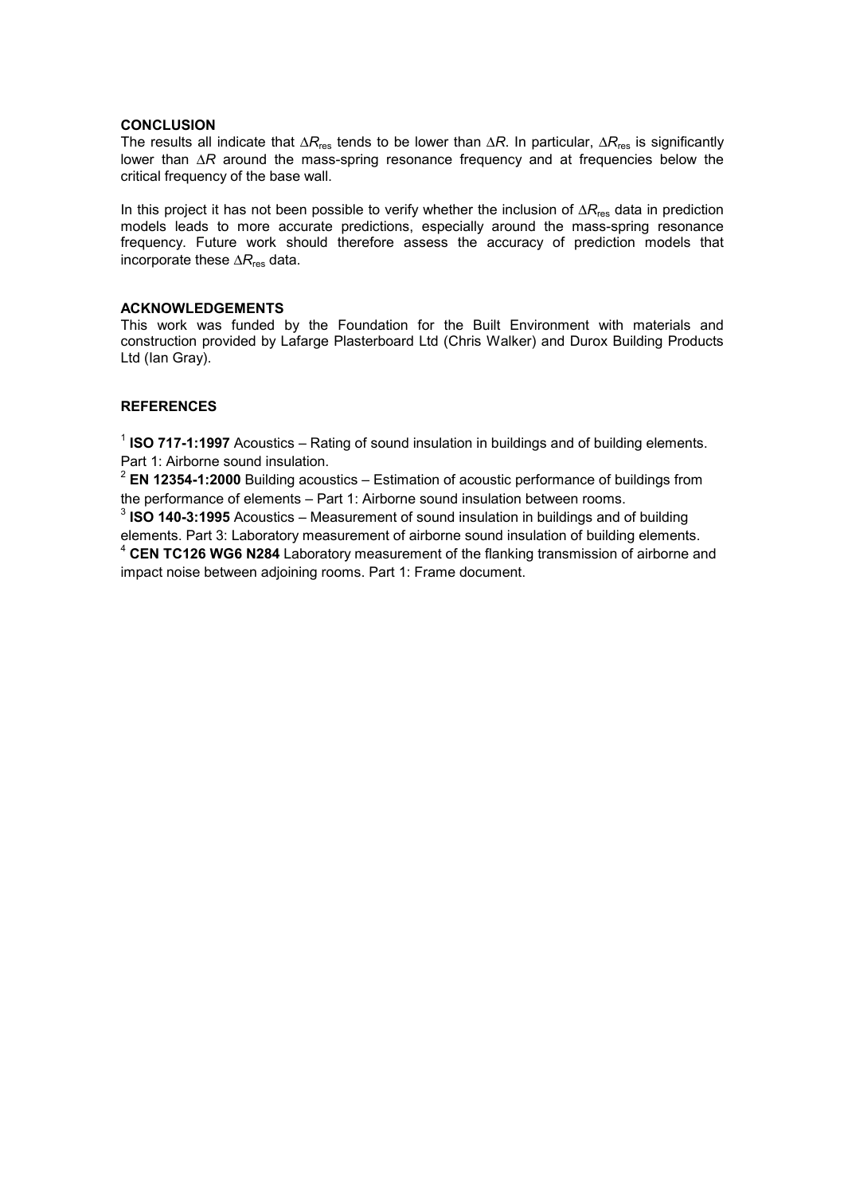## CONCLUSION

The results all indicate that $\Delta R_{res}$ tends to be lower than $\Delta R$. In particular, $\Delta R_{res}$ is significantly lower than $\Delta R$ around the mass-spring resonance frequency and at frequencies below the critical frequency of the base wall.

In this project it has not been possible to verify whether the inclusion of $\Delta R_{res}$ data in prediction models leads to more accurate predictions, especially around the mass-spring resonance frequency. Future work should therefore assess the accuracy of prediction models that incorporate these $\Delta R_{res}$ data.

## ACKNOWLEDGEMENTS

This work was funded by the Foundation for the Built Environment with materials and construction provided by Lafarge Plasterboard Ltd (Chris Walker) and Durox Building Products Ltd (Ian Gray).

## REFERENCES

[1] **ISO 717-1:1997** Acoustics – Rating of sound insulation in buildings and of building elements. Part 1: Airborne sound insulation.

[2] **EN 12354-1:2000** Building acoustics – Estimation of acoustic performance of buildings from the performance of elements – Part 1: Airborne sound insulation between rooms.

[3] **ISO 140-3:1995** Acoustics – Measurement of sound insulation in buildings and of building elements. Part 3: Laboratory measurement of airborne sound insulation of building elements.

[4] **CEN TC126 WG6 N284** Laboratory measurement of the flanking transmission of airborne and impact noise between adjoining rooms. Part 1: Frame document.